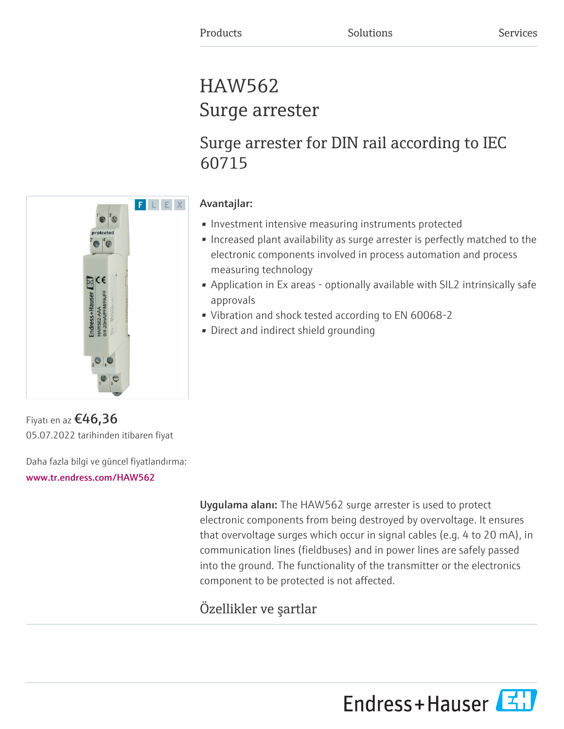Products Solutions Services

# HAW562
# Surge arrester

## Surge arrester for DIN rail according to IEC 60715

Fiyatı en az **€46,36**
05.07.2022 tarihinden itibaren fiyat

Daha fazla bilgi ve güncel fiyatlandırma:
www.tr.endress.com/HAW562

### Avantajlar:

- Investment intensive measuring instruments protected
- Increased plant availability as surge arrester is perfectly matched to the electronic components involved in process automation and process measuring technology
- Application in Ex areas - optionally available with SIL2 intrinsically safe approvals
- Vibration and shock tested according to EN 60068-2
- Direct and indirect shield grounding

**Uygulama alanı:** The HAW562 surge arrester is used to protect electronic components from being destroyed by overvoltage. It ensures that overvoltage surges which occur in signal cables (e.g. 4 to 20 mA), in communication lines (fieldbuses) and in power lines are safely passed into the ground. The functionality of the transmitter or the electronics component to be protected is not affected.

## Özellikler ve şartlar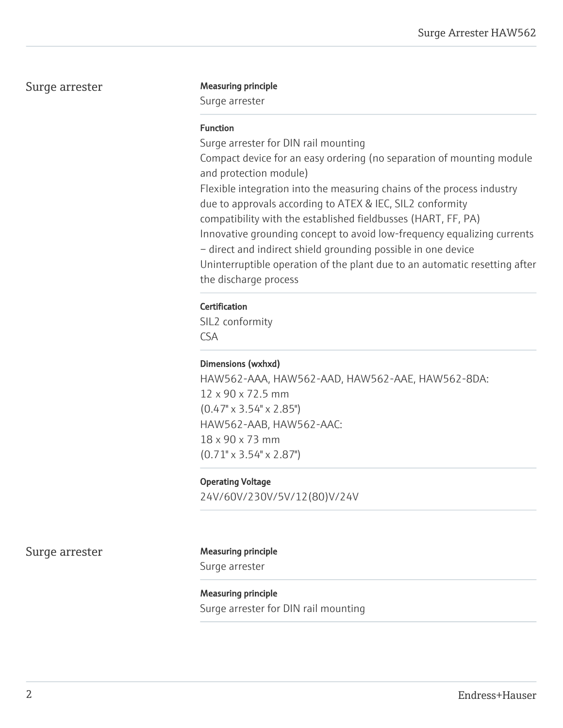## Surge arrester

**Measuring principle**

Surge arrester

**Function**

Surge arrester for DIN rail mounting
Compact device for an easy ordering (no separation of mounting module and protection module)
Flexible integration into the measuring chains of the process industry due to approvals according to ATEX & IEC, SIL2 conformity compatibility with the established fieldbusses (HART, FF, PA)
Innovative grounding concept to avoid low-frequency equalizing currents – direct and indirect shield grounding possible in one device
Uninterruptible operation of the plant due to an automatic resetting after the discharge process

**Certification**

SIL2 conformity
CSA

**Dimensions (wxhxd)**

HAW562-AAA, HAW562-AAD, HAW562-AAE, HAW562-8DA:
12 x 90 x 72.5 mm
(0.47" x 3.54" x 2.85")
HAW562-AAB, HAW562-AAC:
18 x 90 x 73 mm
(0.71" x 3.54" x 2.87")

**Operating Voltage**

24V/60V/230V/5V/12(80)V/24V

## Surge arrester

**Measuring principle**

Surge arrester

**Measuring principle**

Surge arrester for DIN rail mounting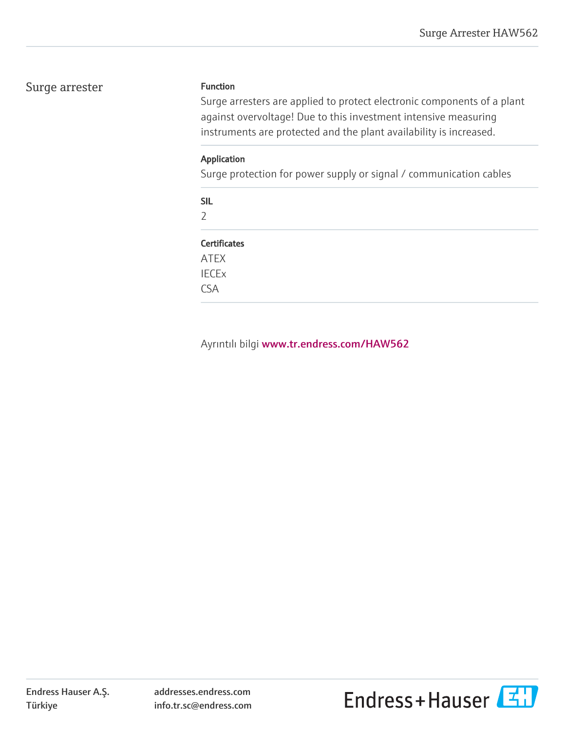## Surge arrester

**Function**

Surge arresters are applied to protect electronic components of a plant against overvoltage! Due to this investment intensive measuring instruments are protected and the plant availability is increased.

**Application**

Surge protection for power supply or signal / communication cables

**SIL**

2

**Certificates**

ATEX
IECEx
CSA

Ayrıntılı bilgi **www.tr.endress.com/HAW562**

Endress Hauser A.Ş.
Türkiye

addresses.endress.com
info.tr.sc@endress.com